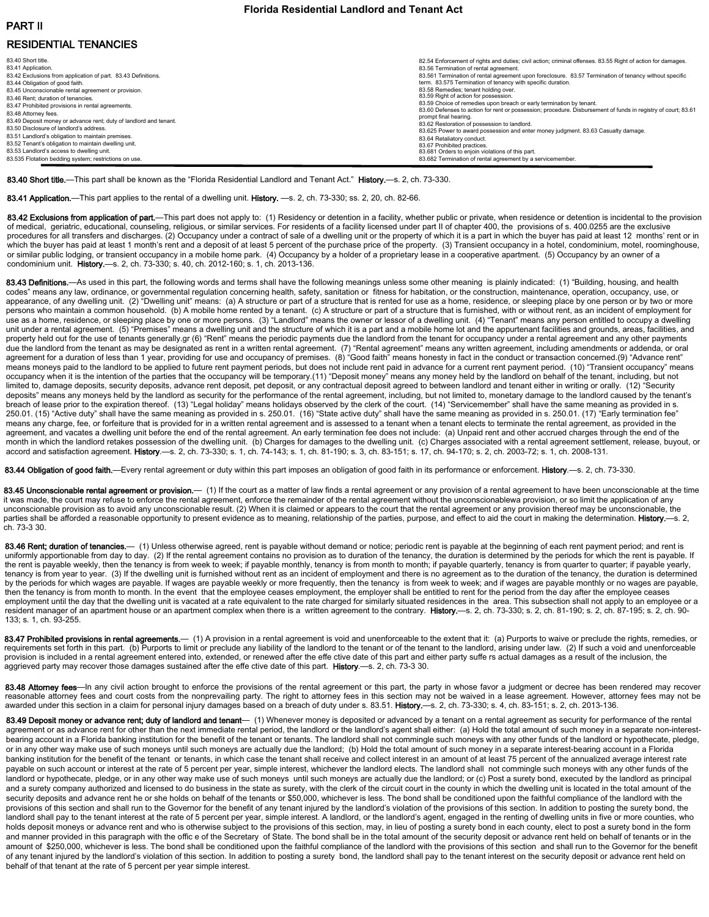# Florida Residential Landlord and Tenant Act

## PART II

## RESIDENTIAL TENANCIES

83.40 Short title.
83.41 Application.
83.42 Exclusions from application of part. 83.43 Definitions.
83.44 Obligation of good faith.
83.45 Unconscionable rental agreement or provision.
83.46 Rent; duration of tenancies.
83.47 Prohibited provisions in rental agreements.
83.48 Attorney fees.
83.49 Deposit money or advance rent; duty of landlord and tenant.
83.50 Disclosure of landlord's address.
83.51 Landlord's obligation to maintain premises.
83.52 Tenant's obligation to maintain dwelling unit.
83.53 Landlord's access to dwelling unit.
83.535 Flotation bedding system; restrictions on use.
82.54 Enforcement of rights and duties; civil action; criminal offenses. 83.55 Right of action for damages.
83.56 Termination of rental agreement.
83.561 Termination of rental agreement upon foreclosure. 83.57 Termination of tenancy without specific term. 83.575 Termination of tenancy with specific duration.
83.58 Remedies; tenant holding over.
83.59 Right of action for possession.
83.59 Choice of remedies upon breach or early termination by tenant.
83.60 Defenses to action for rent or possession; procedure. Disbursement of funds in registry of court; 83.61 prompt final hearing.
83.62 Restoration of possession to landlord.
83.625 Power to award possession and enter money judgment. 83.63 Casualty damage.
83.64 Retaliatory conduct.
83.67 Prohibited practices.
83.681 Orders to enjoin violations of this part.
83.682 Termination of rental agreement by a servicemember.

---

**83.40 Short title.**—This part shall be known as the "Florida Residential Landlord and Tenant Act." **History.**—s. 2, ch. 73-330.

**83.41 Application.**—This part applies to the rental of a dwelling unit. **History.** —s. 2, ch. 73-330; ss. 2, 20, ch. 82-66.

**83.42 Exclusions from application of part.**—This part does not apply to: (1) Residency or detention in a facility, whether public or private, when residence or detention is incidental to the provision of medical, geriatric, educational, counseling, religious, or similar services. For residents of a facility licensed under part II of chapter 400, the provisions of s. 400.0255 are the exclusive procedures for all transfers and discharges. (2) Occupancy under a contract of sale of a dwelling unit or the property of which it is a part in which the buyer has paid at least 12 months' rent or in which the buyer has paid at least 1 month's rent and a deposit of at least 5 percent of the purchase price of the property. (3) Transient occupancy in a hotel, condominium, motel, roominghouse, or similar public lodging, or transient occupancy in a mobile home park. (4) Occupancy by a holder of a proprietary lease in a cooperative apartment. (5) Occupancy by an owner of a condominium unit. **History.**—s. 2, ch. 73-330; s. 40, ch. 2012-160; s. 1, ch. 2013-136.

**83.43 Definitions.**—As used in this part, the following words and terms shall have the following meanings unless some other meaning is plainly indicated: (1) "Building, housing, and health codes" means any law, ordinance, or governmental regulation concerning health, safety, sanitation or fitness for habitation, or the construction, maintenance, operation, occupancy, use, or appearance, of any dwelling unit. (2) "Dwelling unit" means: (a) A structure or part of a structure that is rented for use as a home, residence, or sleeping place by one person or by two or more persons who maintain a common household. (b) A mobile home rented by a tenant. (c) A structure or part of a structure that is furnished, with or without rent, as an incident of employment for use as a home, residence, or sleeping place by one or more persons. (3) "Landlord" means the owner or lessor of a dwelling unit. (4) "Tenant" means any person entitled to occupy a dwelling unit under a rental agreement. (5) "Premises" means a dwelling unit and the structure of which it is a part and a mobile home lot and the appurtenant facilities and grounds, areas, facilities, and property held out for the use of tenants generally.gr (6) "Rent" means the periodic payments due the landlord from the tenant for occupancy under a rental agreement and any other payments due the landlord from the tenant as may be designated as rent in a written rental agreement. (7) "Rental agreement" means any written agreement, including amendments or addenda, or oral agreement for a duration of less than 1 year, providing for use and occupancy of premises. (8) "Good faith" means honesty in fact in the conduct or transaction concerned.(9) "Advance rent" means moneys paid to the landlord to be applied to future rent payment periods, but does not include rent paid in advance for a current rent payment period. (10) "Transient occupancy" means occupancy when it is the intention of the parties that the occupancy will be temporary.(11) "Deposit money" means any money held by the landlord on behalf of the tenant, including, but not limited to, damage deposits, security deposits, advance rent deposit, pet deposit, or any contractual deposit agreed to between landlord and tenant either in writing or orally. (12) "Security deposits" means any moneys held by the landlord as security for the performance of the rental agreement, including, but not limited to, monetary damage to the landlord caused by the tenant's breach of lease prior to the expiration thereof. (13) "Legal holiday" means holidays observed by the clerk of the court. (14) "Servicemember" shall have the same meaning as provided in s. 250.01. (15) "Active duty" shall have the same meaning as provided in s. 250.01. (16) "State active duty" shall have the same meaning as provided in s. 250.01. (17) "Early termination fee" means any charge, fee, or forfeiture that is provided for in a written rental agreement and is assessed to a tenant when a tenant elects to terminate the rental agreement, as provided in the agreement, and vacates a dwelling unit before the end of the rental agreement. An early termination fee does not include: (a) Unpaid rent and other accrued charges through the end of the month in which the landlord retakes possession of the dwelling unit. (b) Charges for damages to the dwelling unit. (c) Charges associated with a rental agreement settlement, release, buyout, or accord and satisfaction agreement. **History**.—s. 2, ch. 73-330; s. 1, ch. 74-143; s. 1, ch. 81-190; s. 3, ch. 83-151; s. 17, ch. 94-170; s. 2, ch. 2003-72; s. 1, ch. 2008-131.

**83.44 Obligation of good faith.**—Every rental agreement or duty within this part imposes an obligation of good faith in its performance or enforcement. **History**.—s. 2, ch. 73-330.

**83.45 Unconscionable rental agreement or provision.**— (1) If the court as a matter of law finds a rental agreement or any provision of a rental agreement to have been unconscionable at the time it was made, the court may refuse to enforce the rental agreement, enforce the remainder of the rental agreement without the unconscionablewa provision, or so limit the application of any unconscionable provision as to avoid any unconscionable result. (2) When it is claimed or appears to the court that the rental agreement or any provision thereof may be unconscionable, the parties shall be afforded a reasonable opportunity to present evidence as to meaning, relationship of the parties, purpose, and effect to aid the court in making the determination. **History.**—s. 2, ch. 73-3 30.

**83.46 Rent; duration of tenancies.**— (1) Unless otherwise agreed, rent is payable without demand or notice; periodic rent is payable at the beginning of each rent payment period; and rent is uniformly apportionable from day to day. (2) If the rental agreement contains no provision as to duration of the tenancy, the duration is determined by the periods for which the rent is payable. If the rent is payable weekly, then the tenancy is from week to week; if payable monthly, tenancy is from month to month; if payable quarterly, tenancy is from quarter to quarter; if payable yearly, tenancy is from year to year. (3) If the dwelling unit is furnished without rent as an incident of employment and there is no agreement as to the duration of the tenancy, the duration is determined by the periods for which wages are payable. If wages are payable weekly or more frequently, then the tenancy is from week to week; and if wages are payable monthly or no wages are payable, then the tenancy is from month to month. In the event that the employee ceases employment, the employer shall be entitled to rent for the period from the day after the employee ceases employment until the day that the dwelling unit is vacated at a rate equivalent to the rate charged for similarly situated residences in the area. This subsection shall not apply to an employee or a resident manager of an apartment house or an apartment complex when there is a written agreement to the contrary. **History.**—s. 2, ch. 73-330; s. 2, ch. 81-190; s. 2, ch. 87-195; s. 2, ch. 90-133; s. 1, ch. 93-255.

**83.47 Prohibited provisions in rental agreements.**— (1) A provision in a rental agreement is void and unenforceable to the extent that it: (a) Purports to waive or preclude the rights, remedies, or requirements set forth in this part. (b) Purports to limit or preclude any liability of the landlord to the tenant or of the tenant to the landlord, arising under law. (2) If such a void and unenforceable provision is included in a rental agreement entered into, extended, or renewed after the effe ctive date of this part and either party suffe rs actual damages as a result of the inclusion, the aggrieved party may recover those damages sustained after the effe ctive date of this part. **History**.—s. 2, ch. 73-3 30.

**83.48 Attorney fees**—In any civil action brought to enforce the provisions of the rental agreement or this part, the party in whose favor a judgment or decree has been rendered may recover reasonable attorney fees and court costs from the nonprevailing party. The right to attorney fees in this section may not be waived in a lease agreement. However, attorney fees may not be awarded under this section in a claim for personal injury damages based on a breach of duty under s. 83.51. **History.**—s. 2, ch. 73-330; s. 4, ch. 83-151; s. 2, ch. 2013-136.

**83.49 Deposit money or advance rent; duty of landlord and tenant**— (1) Whenever money is deposited or advanced by a tenant on a rental agreement as security for performance of the rental agreement or as advance rent for other than the next immediate rental period, the landlord or the landlord's agent shall either: (a) Hold the total amount of such money in a separate non-interest-bearing account in a Florida banking institution for the benefit of the tenant or tenants. The landlord shall not commingle such moneys with any other funds of the landlord or hypothecate, pledge, or in any other way make use of such moneys until such moneys are actually due the landlord; (b) Hold the total amount of such money in a separate interest-bearing account in a Florida banking institution for the benefit of the tenant or tenants, in which case the tenant shall receive and collect interest in an amount of at least 75 percent of the annualized average interest rate payable on such account or interest at the rate of 5 percent per year, simple interest, whichever the landlord elects. The landlord shall not commingle such moneys with any other funds of the landlord or hypothecate, pledge, or in any other way make use of such moneys until such moneys are actually due the landlord; or (c) Post a surety bond, executed by the landlord as principal and a surety company authorized and licensed to do business in the state as surety, with the clerk of the circuit court in the county in which the dwelling unit is located in the total amount of the security deposits and advance rent he or she holds on behalf of the tenants or $50,000, whichever is less. The bond shall be conditioned upon the faithful compliance of the landlord with the provisions of this section and shall run to the Governor for the benefit of any tenant injured by the landlord's violation of the provisions of this section. In addition to posting the surety bond, the landlord shall pay to the tenant interest at the rate of 5 percent per year, simple interest. A landlord, or the landlord's agent, engaged in the renting of dwelling units in five or more counties, who holds deposit moneys or advance rent and who is otherwise subject to the provisions of this section, may, in lieu of posting a surety bond in each county, elect to post a surety bond in the form and manner provided in this paragraph with the offic e of the Secretary of State. The bond shall be in the total amount of the security deposit or advance rent held on behalf of tenants or in the amount of $250,000, whichever is less. The bond shall be conditioned upon the faithful compliance of the landlord with the provisions of this section and shall run to the Governor for the benefit of any tenant injured by the landlord's violation of this section. In addition to posting a surety bond, the landlord shall pay to the tenant interest on the security deposit or advance rent held on behalf of that tenant at the rate of 5 percent per year simple interest.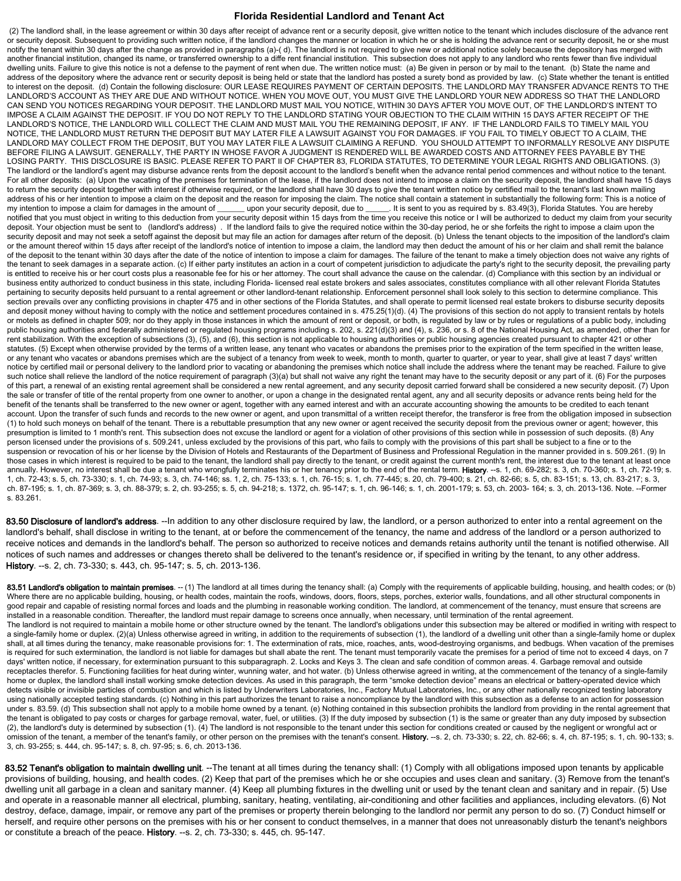# Florida Residential Landlord and Tenant Act

(2) The landlord shall, in the lease agreement or within 30 days after receipt of advance rent or a security deposit, give written notice to the tenant which includes disclosure of the advance rent or security deposit. Subsequent to providing such written notice, if the landlord changes the manner or location in which he or she is holding the advance rent or security deposit, he or she must notify the tenant within 30 days after the change as provided in paragraphs (a)-( d). The landlord is not required to give new or additional notice solely because the depository has merged with another financial institution, changed its name, or transferred ownership to a diffe rent financial institution. This subsection does not apply to any landlord who rents fewer than five individual dwelling units. Failure to give this notice is not a defense to the payment of rent when due. The written notice must: (a) Be given in person or by mail to the tenant. (b) State the name and address of the depository where the advance rent or security deposit is being held or state that the landlord has posted a surety bond as provided by law. (c) State whether the tenant is entitled to interest on the deposit. (d) Contain the following disclosure: OUR LEASE REQUIRES PAYMENT OF CERTAIN DEPOSITS. THE LANDLORD MAY TRANSFER ADVANCE RENTS TO THE LANDLORD'S ACCOUNT AS THEY ARE DUE AND WITHOUT NOTICE. WHEN YOU MOVE OUT, YOU MUST GIVE THE LANDLORD YOUR NEW ADDRESS SO THAT THE LANDLORD CAN SEND YOU NOTICES REGARDING YOUR DEPOSIT. THE LANDLORD MUST MAIL YOU NOTICE, WITHIN 30 DAYS AFTER YOU MOVE OUT, OF THE LANDLORD'S INTENT TO IMPOSE A CLAIM AGAINST THE DEPOSIT. IF YOU DO NOT REPLY TO THE LANDLORD STATING YOUR OBJECTION TO THE CLAIM WITHIN 15 DAYS AFTER RECEIPT OF THE LANDLORD'S NOTICE, THE LANDLORD WILL COLLECT THE CLAIM AND MUST MAIL YOU THE REMAINING DEPOSIT, IF ANY. IF THE LANDLORD FAILS TO TIMELY MAIL YOU NOTICE, THE LANDLORD MUST RETURN THE DEPOSIT BUT MAY LATER FILE A LAWSUIT AGAINST YOU FOR DAMAGES. IF YOU FAIL TO TIMELY OBJECT TO A CLAIM, THE LANDLORD MAY COLLECT FROM THE DEPOSIT, BUT YOU MAY LATER FILE A LAWSUIT CLAIMING A REFUND. YOU SHOULD ATTEMPT TO INFORMALLY RESOLVE ANY DISPUTE BEFORE FILING A LAWSUIT. GENERALLY, THE PARTY IN WHOSE FAVOR A JUDGMENT IS RENDERED WILL BE AWARDED COSTS AND ATTORNEY FEES PAYABLE BY THE LOSING PARTY. THIS DISCLOSURE IS BASIC. PLEASE REFER TO PART II OF CHAPTER 83, FLORIDA STATUTES, TO DETERMINE YOUR LEGAL RIGHTS AND OBLIGATIONS. (3) The landlord or the landlord's agent may disburse advance rents from the deposit account to the landlord's benefit when the advance rental period commences and without notice to the tenant. For all other deposits: (a) Upon the vacating of the premises for termination of the lease, if the landlord does not intend to impose a claim on the security deposit, the landlord shall have 15 days to return the security deposit together with interest if otherwise required, or the landlord shall have 30 days to give the tenant written notice by certified mail to the tenant's last known mailing address of his or her intention to impose a claim on the deposit and the reason for imposing the claim. The notice shall contain a statement in substantially the following form: This is a notice of my intention to impose a claim for damages in the amount of ______ upon your security deposit, due to _____. It is sent to you as required by s. 83.49(3), Florida Statutes. You are hereby notified that you must object in writing to this deduction from your security deposit within 15 days from the time you receive this notice or I will be authorized to deduct my claim from your security deposit. Your objection must be sent to (landlord's address) . If the landlord fails to give the required notice within the 30-day period, he or she forfeits the right to impose a claim upon the security deposit and may not seek a setoff against the deposit but may file an action for damages after return of the deposit. (b) Unless the tenant objects to the imposition of the landlord's claim or the amount thereof within 15 days after receipt of the landlord's notice of intention to impose a claim, the landlord may then deduct the amount of his or her claim and shall remit the balance of the deposit to the tenant within 30 days after the date of the notice of intention to impose a claim for damages. The failure of the tenant to make a timely objection does not waive any rights of the tenant to seek damages in a separate action. (c) If either party institutes an action in a court of competent jurisdiction to adjudicate the party's right to the security deposit, the prevailing party is entitled to receive his or her court costs plus a reasonable fee for his or her attorney. The court shall advance the cause on the calendar. (d) Compliance with this section by an individual or business entity authorized to conduct business in this state, including Florida- licensed real estate brokers and sales associates, constitutes compliance with all other relevant Florida Statutes pertaining to security deposits held pursuant to a rental agreement or other landlord-tenant relationship. Enforcement personnel shall look solely to this section to determine compliance. This section prevails over any conflicting provisions in chapter 475 and in other sections of the Florida Statutes, and shall operate to permit licensed real estate brokers to disburse security deposits and deposit money without having to comply with the notice and settlement procedures contained in s. 475.25(1)(d). (4) The provisions of this section do not apply to transient rentals by hotels or motels as defined in chapter 509; nor do they apply in those instances in which the amount of rent or deposit, or both, is regulated by law or by rules or regulations of a public body, including public housing authorities and federally administered or regulated housing programs including s. 202, s. 221(d)(3) and (4), s. 236, or s. 8 of the National Housing Act, as amended, other than for rent stabilization. With the exception of subsections (3), (5), and (6), this section is not applicable to housing authorities or public housing agencies created pursuant to chapter 421 or other statutes. (5) Except when otherwise provided by the terms of a written lease, any tenant who vacates or abandons the premises prior to the expiration of the term specified in the written lease, or any tenant who vacates or abandons premises which are the subject of a tenancy from week to week, month to month, quarter to quarter, or year to year, shall give at least 7 days' written notice by certified mail or personal delivery to the landlord prior to vacating or abandoning the premises which notice shall include the address where the tenant may be reached. Failure to give such notice shall relieve the landlord of the notice requirement of paragraph (3)(a) but shall not waive any right the tenant may have to the security deposit or any part of it. (6) For the purposes of this part, a renewal of an existing rental agreement shall be considered a new rental agreement, and any security deposit carried forward shall be considered a new security deposit. (7) Upon the sale or transfer of title of the rental property from one owner to another, or upon a change in the designated rental agent, any and all security deposits or advance rents being held for the benefit of the tenants shall be transferred to the new owner or agent, together with any earned interest and with an accurate accounting showing the amounts to be credited to each tenant account. Upon the transfer of such funds and records to the new owner or agent, and upon transmittal of a written receipt therefor, the transferor is free from the obligation imposed in subsection (1) to hold such moneys on behalf of the tenant. There is a rebuttable presumption that any new owner or agent received the security deposit from the previous owner or agent; however, this presumption is limited to 1 month's rent. This subsection does not excuse the landlord or agent for a violation of other provisions of this section while in possession of such deposits. (8) Any person licensed under the provisions of s. 509.241, unless excluded by the provisions of this part, who fails to comply with the provisions of this part shall be subject to a fine or to the suspension or revocation of his or her license by the Division of Hotels and Restaurants of the Department of Business and Professional Regulation in the manner provided in s. 509.261. (9) In those cases in which interest is required to be paid to the tenant, the landlord shall pay directly to the tenant, or credit against the current month's rent, the interest due to the tenant at least once annually. However, no interest shall be due a tenant who wrongfully terminates his or her tenancy prior to the end of the rental term. **History**. --s. 1, ch. 69-282; s. 3, ch. 70-360; s. 1, ch. 72-19; s. 1, ch. 72-43; s. 5, ch. 73-330; s. 1, ch. 74-93; s. 3, ch. 74-146; ss. 1, 2, ch. 75-133; s. 1, ch. 76-15; s. 1, ch. 77-445; s. 20, ch. 79-400; s. 21, ch. 82-66; s. 5, ch. 83-151; s. 13, ch. 83-217; s. 3, ch. 87-195; s. 1, ch. 87-369; s. 3, ch. 88-379; s. 2, ch. 93-255; s. 5, ch. 94-218; s. 1372, ch. 95-147; s. 1, ch. 96-146; s. 1, ch. 2001-179; s. 53, ch. 2003- 164; s. 3, ch. 2013-136. Note. --Former s. 83.261.

**83.50 Disclosure of landlord's address**. --In addition to any other disclosure required by law, the landlord, or a person authorized to enter into a rental agreement on the landlord's behalf, shall disclose in writing to the tenant, at or before the commencement of the tenancy, the name and address of the landlord or a person authorized to receive notices and demands in the landlord's behalf. The person so authorized to receive notices and demands retains authority until the tenant is notified otherwise. All notices of such names and addresses or changes thereto shall be delivered to the tenant's residence or, if specified in writing by the tenant, to any other address. **History**. --s. 2, ch. 73-330; s. 443, ch. 95-147; s. 5, ch. 2013-136.

**83.51 Landlord's obligation to maintain premises**. -- (1) The landlord at all times during the tenancy shall: (a) Comply with the requirements of applicable building, housing, and health codes; or (b) Where there are no applicable building, housing, or health codes, maintain the roofs, windows, doors, floors, steps, porches, exterior walls, foundations, and all other structural components in good repair and capable of resisting normal forces and loads and the plumbing in reasonable working condition. The landlord, at commencement of the tenancy, must ensure that screens are installed in a reasonable condition. Thereafter, the landlord must repair damage to screens once annually, when necessary, until termination of the rental agreement.
The landlord is not required to maintain a mobile home or other structure owned by the tenant. The landlord's obligations under this subsection may be altered or modified in writing with respect to a single-family home or duplex. (2)(a) Unless otherwise agreed in writing, in addition to the requirements of subsection (1), the landlord of a dwelling unit other than a single-family home or duplex shall, at all times during the tenancy, make reasonable provisions for: 1. The extermination of rats, mice, roaches, ants, wood-destroying organisms, and bedbugs. When vacation of the premises is required for such extermination, the landlord is not liable for damages but shall abate the rent. The tenant must temporarily vacate the premises for a period of time not to exceed 4 days, on 7 days' written notice, if necessary, for extermination pursuant to this subparagraph. 2. Locks and Keys 3. The clean and safe condition of common areas. 4. Garbage removal and outside receptacles therefor. 5. Functioning facilities for heat during winter, wunning water, and hot water. (b) Unless otherwise agreed in writing, at the commencement of the tenancy of a single-family home or duplex, the landlord shall install working smoke detection devices. As used in this paragraph, the term "smoke detection device" means an electrical or battery-operated device which detects visible or invisible particles of combustion and which is listed by Underwriters Laboratories, Inc., Factory Mutual Laboratories, Inc., or any other nationally recognized testing laboratory using nationally accepted testing standards. (c) Nothing in this part authorizes the tenant to raise a noncompliance by the landlord with this subsection as a defense to an action for possession under s. 83.59. (d) This subsection shall not apply to a mobile home owned by a tenant. (e) Nothing contained in this subsection prohibits the landlord from providing in the rental agreement that the tenant is obligated to pay costs or charges for garbage removal, water, fuel, or utilities. (3) If the duty imposed by subsection (1) is the same or greater than any duty imposed by subsection (2), the landlord's duty is determined by subsection (1). (4) The landlord is not responsible to the tenant under this section for conditions created or caused by the negligent or wrongful act or omission of the tenant, a member of the tenant's family, or other person on the premises with the tenant's consent. **History.** --s. 2, ch. 73-330; s. 22, ch. 82-66; s. 4, ch. 87-195; s. 1, ch. 90-133; s. 3, ch. 93-255; s. 444, ch. 95-147; s. 8, ch. 97-95; s. 6, ch. 2013-136.

**83.52 Tenant's obligation to maintain dwelling unit**. --The tenant at all times during the tenancy shall: (1) Comply with all obligations imposed upon tenants by applicable provisions of building, housing, and health codes. (2) Keep that part of the premises which he or she occupies and uses clean and sanitary. (3) Remove from the tenant's dwelling unit all garbage in a clean and sanitary manner. (4) Keep all plumbing fixtures in the dwelling unit or used by the tenant clean and sanitary and in repair. (5) Use and operate in a reasonable manner all electrical, plumbing, sanitary, heating, ventilating, air-conditioning and other facilities and appliances, including elevators. (6) Not destroy, deface, damage, impair, or remove any part of the premises or property therein belonging to the landlord nor permit any person to do so. (7) Conduct himself or herself, and require other persons on the premises with his or her consent to conduct themselves, in a manner that does not unreasonably disturb the tenant's neighbors or constitute a breach of the peace. **History**. --s. 2, ch. 73-330; s. 445, ch. 95-147.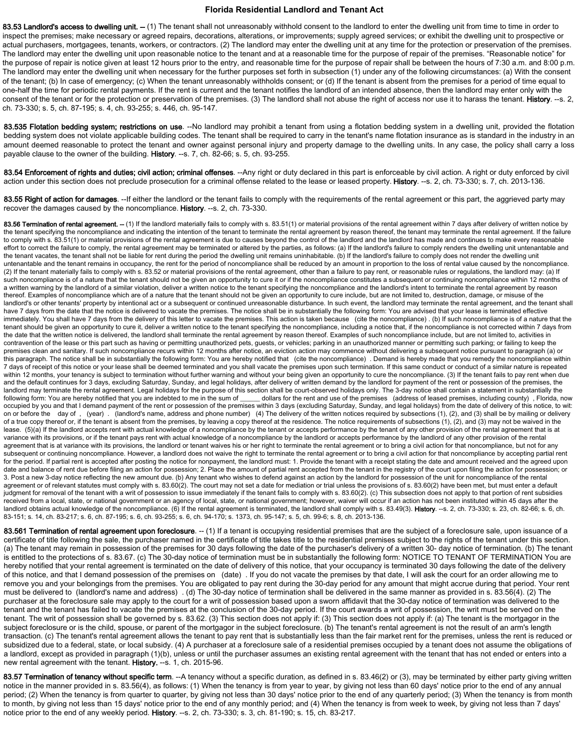# Florida Residential Landlord and Tenant Act

**83.53 Landlord's access to dwelling unit.** -- (1) The tenant shall not unreasonably withhold consent to the landlord to enter the dwelling unit from time to time in order to inspect the premises; make necessary or agreed repairs, decorations, alterations, or improvements; supply agreed services; or exhibit the dwelling unit to prospective or actual purchasers, mortgagees, tenants, workers, or contractors. (2) The landlord may enter the dwelling unit at any time for the protection or preservation of the premises. The landlord may enter the dwelling unit upon reasonable notice to the tenant and at a reasonable time for the purpose of repair of the premises. "Reasonable notice" for the purpose of repair is notice given at least 12 hours prior to the entry, and reasonable time for the purpose of repair shall be between the hours of 7:30 a.m. and 8:00 p.m. The landlord may enter the dwelling unit when necessary for the further purposes set forth in subsection (1) under any of the following circumstances: (a) With the consent of the tenant; (b) In case of emergency; (c) When the tenant unreasonably withholds consent; or (d) If the tenant is absent from the premises for a period of time equal to one-half the time for periodic rental payments. If the rent is current and the tenant notifies the landlord of an intended absence, then the landlord may enter only with the consent of the tenant or for the protection or preservation of the premises. (3) The landlord shall not abuse the right of access nor use it to harass the tenant. **History**. --s. 2, ch. 73-330; s. 5, ch. 87-195; s. 4, ch. 93-255; s. 446, ch. 95-147.

**83.535 Flotation bedding system; restrictions on use**. --No landlord may prohibit a tenant from using a flotation bedding system in a dwelling unit, provided the flotation bedding system does not violate applicable building codes. The tenant shall be required to carry in the tenant's name flotation insurance as is standard in the industry in an amount deemed reasonable to protect the tenant and owner against personal injury and property damage to the dwelling units. In any case, the policy shall carry a loss payable clause to the owner of the building. **History**. --s. 7, ch. 82-66; s. 5, ch. 93-255.

**83.54 Enforcement of rights and duties; civil action; criminal offenses**. --Any right or duty declared in this part is enforceable by civil action. A right or duty enforced by civil action under this section does not preclude prosecution for a criminal offense related to the lease or leased property. **History**. --s. 2, ch. 73-330; s. 7, ch. 2013-136.

**83.55 Right of action for damages**. --If either the landlord or the tenant fails to comply with the requirements of the rental agreement or this part, the aggrieved party may recover the damages caused by the noncompliance. **History**. --s. 2, ch. 73-330.

**83.56 Termination of rental agreement.** -- (1) If the landlord materially fails to comply with s. 83.51(1) or material provisions of the rental agreement within 7 days after delivery of written notice by the tenant specifying the noncompliance and indicating the intention of the tenant to terminate the rental agreement by reason thereof, the tenant may terminate the rental agreement. If the failure to comply with s. 83.51(1) or material provisions of the rental agreement is due to causes beyond the control of the landlord and the landlord has made and continues to make every reasonable effort to correct the failure to comply, the rental agreement may be terminated or altered by the parties, as follows: (a) If the landlord's failure to comply renders the dwelling unit untenantable and the tenant vacates, the tenant shall not be liable for rent during the period the dwelling unit remains uninhabitable. (b) If the landlord's failure to comply does not render the dwelling unit untenantable and the tenant remains in occupancy, the rent for the period of noncompliance shall be reduced by an amount in proportion to the loss of rental value caused by the noncompliance. (2) If the tenant materially fails to comply with s. 83.52 or material provisions of the rental agreement, other than a failure to pay rent, or reasonable rules or regulations, the landlord may: (a) If such noncompliance is of a nature that the tenant should not be given an opportunity to cure it or if the noncompliance constitutes a subsequent or continuing noncompliance within 12 months of a written warning by the landlord of a similar violation, deliver a written notice to the tenant specifying the noncompliance and the landlord's intent to terminate the rental agreement by reason thereof. Examples of noncompliance which are of a nature that the tenant should not be given an opportunity to cure include, but are not limited to, destruction, damage, or misuse of the landlord's or other tenants' property by intentional act or a subsequent or continued unreasonable disturbance. In such event, the landlord may terminate the rental agreement, and the tenant shall have 7 days from the date that the notice is delivered to vacate the premises. The notice shall be in substantially the following form: You are advised that your lease is terminated effective immediately. You shall have 7 days from the delivery of this letter to vacate the premises. This action is taken because (cite the noncompliance) . (b) If such noncompliance is of a nature that the tenant should be given an opportunity to cure it, deliver a written notice to the tenant specifying the noncompliance, including a notice that, if the noncompliance is not corrected within 7 days from the date that the written notice is delivered, the landlord shall terminate the rental agreement by reason thereof. Examples of such noncompliance include, but are not limited to, activities in contravention of the lease or this part such as having or permitting unauthorized pets, guests, or vehicles; parking in an unauthorized manner or permitting such parking; or failing to keep the premises clean and sanitary. If such noncompliance recurs within 12 months after notice, an eviction action may commence without delivering a subsequent notice pursuant to paragraph (a) or this paragraph. The notice shall be in substantially the following form: You are hereby notified that (cite the noncompliance) . Demand is hereby made that you remedy the noncompliance within 7 days of receipt of this notice or your lease shall be deemed terminated and you shall vacate the premises upon such termination. If this same conduct or conduct of a similar nature is repeated within 12 months, your tenancy is subject to termination without further warning and without your being given an opportunity to cure the noncompliance. (3) If the tenant fails to pay rent when due and the default continues for 3 days, excluding Saturday, Sunday, and legal holidays, after delivery of written demand by the landlord for payment of the rent or possession of the premises, the landlord may terminate the rental agreement. Legal holidays for the purpose of this section shall be court-observed holidays only. The 3-day notice shall contain a statement in substantially the following form: You are hereby notified that you are indebted to me in the sum of ______ dollars for the rent and use of the premises (address of leased premises, including county) , Florida, now occupied by you and that I demand payment of the rent or possession of the premises within 3 days (excluding Saturday, Sunday, and legal holidays) from the date of delivery of this notice, to wit: on or before the day of , (year) . (landlord's name, address and phone number) (4) The delivery of the written notices required by subsections (1), (2), and (3) shall be by mailing or delivery of a true copy thereof or, if the tenant is absent from the premises, by leaving a copy thereof at the residence. The notice requirements of subsections (1), (2), and (3) may not be waived in the lease. (5)(a) If the landlord accepts rent with actual knowledge of a noncompliance by the tenant or accepts performance by the tenant of any other provision of the rental agreement that is at variance with its provisions, or if the tenant pays rent with actual knowledge of a noncompliance by the landlord or accepts performance by the landlord of any other provision of the rental agreement that is at variance with its provisions, the landlord or tenant waives his or her right to terminate the rental agreement or to bring a civil action for that noncompliance, but not for any subsequent or continuing noncompliance. However, a landlord does not waive the right to terminate the rental agreement or to bring a civil action for that noncompliance by accepting partial rent for the period. If partial rent is accepted after posting the notice for nonpayment, the landlord must: 1. Provide the tenant with a receipt stating the date and amount received and the agreed upon date and balance of rent due before filing an action for possession; 2. Place the amount of partial rent accepted from the tenant in the registry of the court upon filing the action for possession; or 3. Post a new 3-day notice reflecting the new amount due. (b) Any tenant who wishes to defend against an action by the landlord for possession of the unit for noncompliance of the rental agreement or of relevant statutes must comply with s. 83.60(2). The court may not set a date for mediation or trial unless the provisions of s. 83.60(2) have been met, but must enter a default judgment for removal of the tenant with a writ of possession to issue immediately if the tenant fails to comply with s. 83.60(2). (c) This subsection does not apply to that portion of rent subsidies received from a local, state, or national government or an agency of local, state, or national government; however, waiver will occur if an action has not been instituted within 45 days after the landlord obtains actual knowledge of the noncompliance. (6) If the rental agreement is terminated, the landlord shall comply with s. 83.49(3). **History**. --s. 2, ch. 73-330; s. 23, ch. 82-66; s. 6, ch. 83-151; s. 14, ch. 83-217; s. 6, ch. 87-195; s. 6, ch. 93-255; s. 6, ch. 94-170; s. 1373, ch. 95-147; s. 5, ch. 99-6; s. 8, ch. 2013-136.

**83.561 Termination of rental agreement upon foreclosure**. -- (1) If a tenant is occupying residential premises that are the subject of a foreclosure sale, upon issuance of a certificate of title following the sale, the purchaser named in the certificate of title takes title to the residential premises subject to the rights of the tenant under this section. (a) The tenant may remain in possession of the premises for 30 days following the date of the purchaser's delivery of a written 30- day notice of termination. (b) The tenant is entitled to the protections of s. 83.67. (c) The 30-day notice of termination must be in substantially the following form: NOTICE TO TENANT OF TERMINATION You are hereby notified that your rental agreement is terminated on the date of delivery of this notice, that your occupancy is terminated 30 days following the date of the delivery of this notice, and that I demand possession of the premises on (date) . If you do not vacate the premises by that date, I will ask the court for an order allowing me to remove you and your belongings from the premises. You are obligated to pay rent during the 30-day period for any amount that might accrue during that period. Your rent must be delivered to (landlord's name and address) . (d) The 30-day notice of termination shall be delivered in the same manner as provided in s. 83.56(4). (2) The purchaser at the foreclosure sale may apply to the court for a writ of possession based upon a sworn affidavit that the 30-day notice of termination was delivered to the tenant and the tenant has failed to vacate the premises at the conclusion of the 30-day period. If the court awards a writ of possession, the writ must be served on the tenant. The writ of possession shall be governed by s. 83.62. (3) This section does not apply if: (3) This section does not apply if: (a) The tenant is the mortgagor in the subject foreclosure or is the child, spouse, or parent of the mortgagor in the subject foreclosure. (b) The tenant's rental agreement is not the result of an arm's length transaction. (c) The tenant's rental agreement allows the tenant to pay rent that is substantially less than the fair market rent for the premises, unless the rent is reduced or subsidized due to a federal, state, or local subsidy. (4) A purchaser at a foreclosure sale of a residential premises occupied by a tenant does not assume the obligations of a landlord, except as provided in paragraph (1)(b), unless or until the purchaser assumes an existing rental agreement with the tenant that has not ended or enters into a new rental agreement with the tenant. **History.** --s. 1, ch. 2015-96.

**83.57 Termination of tenancy without specific term**. --A tenancy without a specific duration, as defined in s. 83.46(2) or (3), may be terminated by either party giving written notice in the manner provided in s. 83.56(4), as follows: (1) When the tenancy is from year to year, by giving not less than 60 days' notice prior to the end of any annual period; (2) When the tenancy is from quarter to quarter, by giving not less than 30 days' notice prior to the end of any quarterly period; (3) When the tenancy is from month to month, by giving not less than 15 days' notice prior to the end of any monthly period; and (4) When the tenancy is from week to week, by giving not less than 7 days' notice prior to the end of any weekly period. **History**. --s. 2, ch. 73-330; s. 3, ch. 81-190; s. 15, ch. 83-217.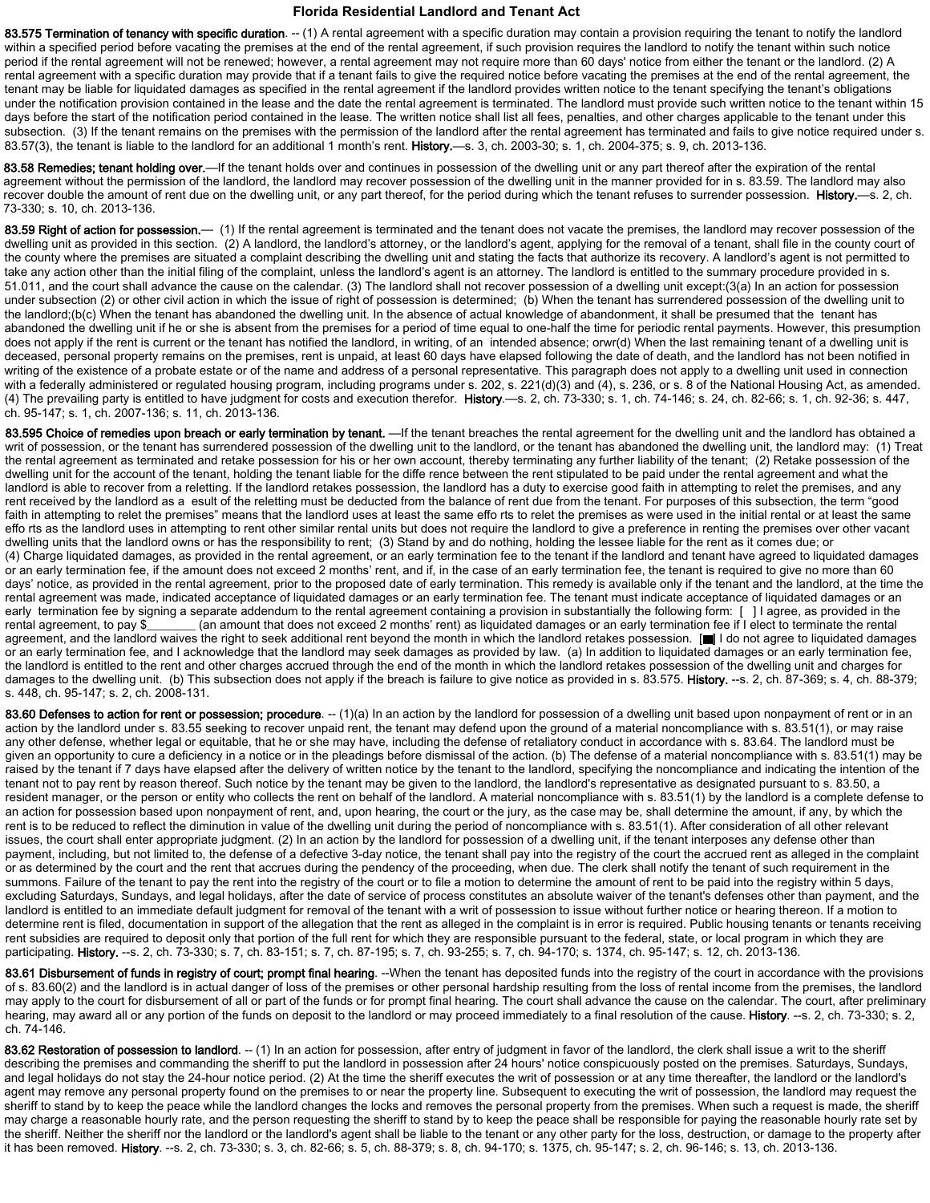# Florida Residential Landlord and Tenant Act

**83.575 Termination of tenancy with specific duration**. -- (1) A rental agreement with a specific duration may contain a provision requiring the tenant to notify the landlord within a specified period before vacating the premises at the end of the rental agreement, if such provision requires the landlord to notify the tenant within such notice period if the rental agreement will not be renewed; however, a rental agreement may not require more than 60 days' notice from either the tenant or the landlord. (2) A rental agreement with a specific duration may provide that if a tenant fails to give the required notice before vacating the premises at the end of the rental agreement, the tenant may be liable for liquidated damages as specified in the rental agreement if the landlord provides written notice to the tenant specifying the tenant's obligations under the notification provision contained in the lease and the date the rental agreement is terminated. The landlord must provide such written notice to the tenant within 15 days before the start of the notification period contained in the lease. The written notice shall list all fees, penalties, and other charges applicable to the tenant under this subsection. (3) If the tenant remains on the premises with the permission of the landlord after the rental agreement has terminated and fails to give notice required under s. 83.57(3), the tenant is liable to the landlord for an additional 1 month's rent. **History.**—s. 3, ch. 2003-30; s. 1, ch. 2004-375; s. 9, ch. 2013-136.

**83.58 Remedies; tenant holding over.**—If the tenant holds over and continues in possession of the dwelling unit or any part thereof after the expiration of the rental agreement without the permission of the landlord, the landlord may recover possession of the dwelling unit in the manner provided for in s. 83.59. The landlord may also recover double the amount of rent due on the dwelling unit, or any part thereof, for the period during which the tenant refuses to surrender possession. **History.**—s. 2, ch. 73-330; s. 10, ch. 2013-136.

**83.59 Right of action for possession.**— (1) If the rental agreement is terminated and the tenant does not vacate the premises, the landlord may recover possession of the dwelling unit as provided in this section. (2) A landlord, the landlord's attorney, or the landlord's agent, applying for the removal of a tenant, shall file in the county court of the county where the premises are situated a complaint describing the dwelling unit and stating the facts that authorize its recovery. A landlord's agent is not permitted to take any action other than the initial filing of the complaint, unless the landlord's agent is an attorney. The landlord is entitled to the summary procedure provided in s. 51.011, and the court shall advance the cause on the calendar. (3) The landlord shall not recover possession of a dwelling unit except:(3(a) In an action for possession under subsection (2) or other civil action in which the issue of right of possession is determined; (b) When the tenant has surrendered possession of the dwelling unit to the landlord;(b(c) When the tenant has abandoned the dwelling unit. In the absence of actual knowledge of abandonment, it shall be presumed that the tenant has abandoned the dwelling unit if he or she is absent from the premises for a period of time equal to one-half the time for periodic rental payments. However, this presumption does not apply if the rent is current or the tenant has notified the landlord, in writing, of an intended absence; orwr(d) When the last remaining tenant of a dwelling unit is deceased, personal property remains on the premises, rent is unpaid, at least 60 days have elapsed following the date of death, and the landlord has not been notified in writing of the existence of a probate estate or of the name and address of a personal representative. This paragraph does not apply to a dwelling unit used in connection with a federally administered or regulated housing program, including programs under s. 202, s. 221(d)(3) and (4), s. 236, or s. 8 of the National Housing Act, as amended. (4) The prevailing party is entitled to have judgment for costs and execution therefor. **History.**—s. 2, ch. 73-330; s. 1, ch. 74-146; s. 24, ch. 82-66; s. 1, ch. 92-36; s. 447, ch. 95-147; s. 1, ch. 2007-136; s. 11, ch. 2013-136.

**83.595 Choice of remedies upon breach or early termination by tenant.** —If the tenant breaches the rental agreement for the dwelling unit and the landlord has obtained a writ of possession, or the tenant has surrendered possession of the dwelling unit to the landlord, or the tenant has abandoned the dwelling unit, the landlord may: (1) Treat the rental agreement as terminated and retake possession for his or her own account, thereby terminating any further liability of the tenant; (2) Retake possession of the dwelling unit for the account of the tenant, holding the tenant liable for the diffe rence between the rent stipulated to be paid under the rental agreement and what the landlord is able to recover from a reletting. If the landlord retakes possession, the landlord has a duty to exercise good faith in attempting to relet the premises, and any rent received by the landlord as a esult of the reletting must be deducted from the balance of rent due from the tenant. For purposes of this subsection, the term "good faith in attempting to relet the premises" means that the landlord uses at least the same effo rts to relet the premises as were used in the initial rental or at least the same effo rts as the landlord uses in attempting to rent other similar rental units but does not require the landlord to give a preference in renting the premises over other vacant dwelling units that the landlord owns or has the responsibility to rent; (3) Stand by and do nothing, holding the lessee liable for the rent as it comes due; or
(4) Charge liquidated damages, as provided in the rental agreement, or an early termination fee to the tenant if the landlord and tenant have agreed to liquidated damages or an early termination fee, if the amount does not exceed 2 months' rent, and if, in the case of an early termination fee, the tenant is required to give no more than 60 days' notice, as provided in the rental agreement, prior to the proposed date of early termination. This remedy is available only if the tenant and the landlord, at the time the rental agreement was made, indicated acceptance of liquidated damages or an early termination fee. The tenant must indicate acceptance of liquidated damages or an early termination fee by signing a separate addendum to the rental agreement containing a provision in substantially the following form: [ ] I agree, as provided in the rental agreement, to pay $_______ (an amount that does not exceed 2 months' rent) as liquidated damages or an early termination fee if I elect to terminate the rental agreement, and the landlord waives the right to seek additional rent beyond the month in which the landlord retakes possession. [■] I do not agree to liquidated damages or an early termination fee, and I acknowledge that the landlord may seek damages as provided by law. (a) In addition to liquidated damages or an early termination fee, the landlord is entitled to the rent and other charges accrued through the end of the month in which the landlord retakes possession of the dwelling unit and charges for damages to the dwelling unit. (b) This subsection does not apply if the breach is failure to give notice as provided in s. 83.575. **History.** --s. 2, ch. 87-369; s. 4, ch. 88-379; s. 448, ch. 95-147; s. 2, ch. 2008-131.

**83.60 Defenses to action for rent or possession; procedure**. -- (1)(a) In an action by the landlord for possession of a dwelling unit based upon nonpayment of rent or in an action by the landlord under s. 83.55 seeking to recover unpaid rent, the tenant may defend upon the ground of a material noncompliance with s. 83.51(1), or may raise any other defense, whether legal or equitable, that he or she may have, including the defense of retaliatory conduct in accordance with s. 83.64. The landlord must be given an opportunity to cure a deficiency in a notice or in the pleadings before dismissal of the action. (b) The defense of a material noncompliance with s. 83.51(1) may be raised by the tenant if 7 days have elapsed after the delivery of written notice by the tenant to the landlord, specifying the noncompliance and indicating the intention of the tenant not to pay rent by reason thereof. Such notice by the tenant may be given to the landlord, the landlord's representative as designated pursuant to s. 83.50, a resident manager, or the person or entity who collects the rent on behalf of the landlord. A material noncompliance with s. 83.51(1) by the landlord is a complete defense to an action for possession based upon nonpayment of rent, and, upon hearing, the court or the jury, as the case may be, shall determine the amount, if any, by which the rent is to be reduced to reflect the diminution in value of the dwelling unit during the period of noncompliance with s. 83.51(1). After consideration of all other relevant issues, the court shall enter appropriate judgment. (2) In an action by the landlord for possession of a dwelling unit, if the tenant interposes any defense other than payment, including, but not limited to, the defense of a defective 3-day notice, the tenant shall pay into the registry of the court the accrued rent as alleged in the complaint or as determined by the court and the rent that accrues during the pendency of the proceeding, when due. The clerk shall notify the tenant of such requirement in the summons. Failure of the tenant to pay the rent into the registry of the court or to file a motion to determine the amount of rent to be paid into the registry within 5 days, excluding Saturdays, Sundays, and legal holidays, after the date of service of process constitutes an absolute waiver of the tenant's defenses other than payment, and the landlord is entitled to an immediate default judgment for removal of the tenant with a writ of possession to issue without further notice or hearing thereon. If a motion to determine rent is filed, documentation in support of the allegation that the rent as alleged in the complaint is in error is required. Public housing tenants or tenants receiving rent subsidies are required to deposit only that portion of the full rent for which they are responsible pursuant to the federal, state, or local program in which they are participating. **History.** --s. 2, ch. 73-330; s. 7, ch. 83-151; s. 7, ch. 87-195; s. 7, ch. 93-255; s. 7, ch. 94-170; s. 1374, ch. 95-147; s. 12, ch. 2013-136.

**83.61 Disbursement of funds in registry of court; prompt final hearing**. --When the tenant has deposited funds into the registry of the court in accordance with the provisions of s. 83.60(2) and the landlord is in actual danger of loss of the premises or other personal hardship resulting from the loss of rental income from the premises, the landlord may apply to the court for disbursement of all or part of the funds or for prompt final hearing. The court shall advance the cause on the calendar. The court, after preliminary hearing, may award all or any portion of the funds on deposit to the landlord or may proceed immediately to a final resolution of the cause. **History**. --s. 2, ch. 73-330; s. 2, ch. 74-146.

**83.62 Restoration of possession to landlord**. -- (1) In an action for possession, after entry of judgment in favor of the landlord, the clerk shall issue a writ to the sheriff describing the premises and commanding the sheriff to put the landlord in possession after 24 hours' notice conspicuously posted on the premises. Saturdays, Sundays, and legal holidays do not stay the 24-hour notice period. (2) At the time the sheriff executes the writ of possession or at any time thereafter, the landlord or the landlord's agent may remove any personal property found on the premises to or near the property line. Subsequent to executing the writ of possession, the landlord may request the sheriff to stand by to keep the peace while the landlord changes the locks and removes the personal property from the premises. When such a request is made, the sheriff may charge a reasonable hourly rate, and the person requesting the sheriff to stand by to keep the peace shall be responsible for paying the reasonable hourly rate set by the sheriff. Neither the sheriff nor the landlord or the landlord's agent shall be liable to the tenant or any other party for the loss, destruction, or damage to the property after it has been removed. **History**. --s. 2, ch. 73-330; s. 3, ch. 82-66; s. 5, ch. 88-379; s. 8, ch. 94-170; s. 1375, ch. 95-147; s. 2, ch. 96-146; s. 13, ch. 2013-136.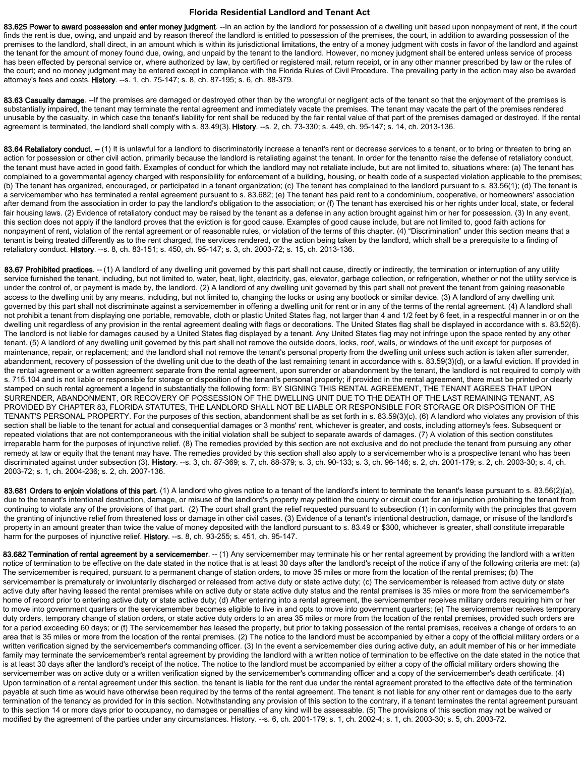# Florida Residential Landlord and Tenant Act

**83.625 Power to award possession and enter money judgment**. --In an action by the landlord for possession of a dwelling unit based upon nonpayment of rent, if the court finds the rent is due, owing, and unpaid and by reason thereof the landlord is entitled to possession of the premises, the court, in addition to awarding possession of the premises to the landlord, shall direct, in an amount which is within its jurisdictional limitations, the entry of a money judgment with costs in favor of the landlord and against the tenant for the amount of money found due, owing, and unpaid by the tenant to the landlord. However, no money judgment shall be entered unless service of process has been effected by personal service or, where authorized by law, by certified or registered mail, return receipt, or in any other manner prescribed by law or the rules of the court; and no money judgment may be entered except in compliance with the Florida Rules of Civil Procedure. The prevailing party in the action may also be awarded attorney's fees and costs. **History**. --s. 1, ch. 75-147; s. 8, ch. 87-195; s. 6, ch. 88-379.

**83.63 Casualty damage**. --If the premises are damaged or destroyed other than by the wrongful or negligent acts of the tenant so that the enjoyment of the premises is substantially impaired, the tenant may terminate the rental agreement and immediately vacate the premises. The tenant may vacate the part of the premises rendered unusable by the casualty, in which case the tenant's liability for rent shall be reduced by the fair rental value of that part of the premises damaged or destroyed. If the rental agreement is terminated, the landlord shall comply with s. 83.49(3). **History**. --s. 2, ch. 73-330; s. 449, ch. 95-147; s. 14, ch. 2013-136.

**83.64 Retaliatory conduct. --** (1) It is unlawful for a landlord to discriminatorily increase a tenant's rent or decrease services to a tenant, or to bring or threaten to bring an action for possession or other civil action, primarily because the landlord is retaliating against the tenant. In order for the tenantto raise the defense of retaliatory conduct, the tenant must have acted in good faith. Examples of conduct for which the landlord may not retaliate include, but are not limited to, situations where: (a) The tenant has complained to a governmental agency charged with responsibility for enforcement of a building, housing, or health code of a suspected violation applicable to the premises; (b) The tenant has organized, encouraged, or participated in a tenant organization; (c) The tenant has complained to the landlord pursuant to s. 83.56(1); (d) The tenant is a servicemember who has terminated a rental agreement pursuant to s. 83.682; (e) The tenant has paid rent to a condominium, cooperative, or homeowners' association after demand from the association in order to pay the landlord's obligation to the association; or (f) The tenant has exercised his or her rights under local, state, or federal fair housing laws. (2) Evidence of retaliatory conduct may be raised by the tenant as a defense in any action brought against him or her for possession. (3) In any event, this section does not apply if the landlord proves that the eviction is for good cause. Examples of good cause include, but are not limited to, good faith actions for nonpayment of rent, violation of the rental agreement or of reasonable rules, or violation of the terms of this chapter. (4) "Discrimination" under this section means that a tenant is being treated differently as to the rent charged, the services rendered, or the action being taken by the landlord, which shall be a prerequisite to a finding of retaliatory conduct. **History**. --s. 8, ch. 83-151; s. 450, ch. 95-147; s. 3, ch. 2003-72; s. 15, ch. 2013-136.

**83.67 Prohibited practices**. -- (1) A landlord of any dwelling unit governed by this part shall not cause, directly or indirectly, the termination or interruption of any utility service furnished the tenant, including, but not limited to, water, heat, light, electricity, gas, elevator, garbage collection, or refrigeration, whether or not the utility service is under the control of, or payment is made by, the landlord. (2) A landlord of any dwelling unit governed by this part shall not prevent the tenant from gaining reasonable access to the dwelling unit by any means, including, but not limited to, changing the locks or using any bootlock or similar device. (3) A landlord of any dwelling unit governed by this part shall not discriminate against a servicemember in offering a dwelling unit for rent or in any of the terms of the rental agreement. (4) A landlord shall not prohibit a tenant from displaying one portable, removable, cloth or plastic United States flag, not larger than 4 and 1/2 feet by 6 feet, in a respectful manner in or on the dwelling unit regardless of any provision in the rental agreement dealing with flags or decorations. The United States flag shall be displayed in accordance with s. 83.52(6). The landlord is not liable for damages caused by a United States flag displayed by a tenant. Any United States flag may not infringe upon the space rented by any other tenant. (5) A landlord of any dwelling unit governed by this part shall not remove the outside doors, locks, roof, walls, or windows of the unit except for purposes of maintenance, repair, or replacement; and the landlord shall not remove the tenant's personal property from the dwelling unit unless such action is taken after surrender, abandonment, recovery of possession of the dwelling unit due to the death of the last remaining tenant in accordance with s. 83.59(3)(d), or a lawful eviction. If provided in the rental agreement or a written agreement separate from the rental agreement, upon surrender or abandonment by the tenant, the landlord is not required to comply with s. 715.104 and is not liable or responsible for storage or disposition of the tenant's personal property; if provided in the rental agreement, there must be printed or clearly stamped on such rental agreement a legend in substantially the following form: BY SIGNING THIS RENTAL AGREEMENT, THE TENANT AGREES THAT UPON SURRENDER, ABANDONMENT, OR RECOVERY OF POSSESSION OF THE DWELLING UNIT DUE TO THE DEATH OF THE LAST REMAINING TENANT, AS PROVIDED BY CHAPTER 83, FLORIDA STATUTES, THE LANDLORD SHALL NOT BE LIABLE OR RESPONSIBLE FOR STORAGE OR DISPOSITION OF THE TENANT'S PERSONAL PROPERTY. For the purposes of this section, abandonment shall be as set forth in s. 83.59(3)(c). (6) A landlord who violates any provision of this section shall be liable to the tenant for actual and consequential damages or 3 months' rent, whichever is greater, and costs, including attorney's fees. Subsequent or repeated violations that are not contemporaneous with the initial violation shall be subject to separate awards of damages. (7) A violation of this section constitutes irreparable harm for the purposes of injunctive relief. (8) The remedies provided by this section are not exclusive and do not preclude the tenant from pursuing any other remedy at law or equity that the tenant may have. The remedies provided by this section shall also apply to a servicemember who is a prospective tenant who has been discriminated against under subsection (3). **History**. --s. 3, ch. 87-369; s. 7, ch. 88-379; s. 3, ch. 90-133; s. 3, ch. 96-146; s. 2, ch. 2001-179; s. 2, ch. 2003-30; s. 4, ch. 2003-72; s. 1, ch. 2004-236; s. 2, ch. 2007-136.

**83.681 Orders to enjoin violations of this part**. (1) A landlord who gives notice to a tenant of the landlord's intent to terminate the tenant's lease pursuant to s. 83.56(2)(a), due to the tenant's intentional destruction, damage, or misuse of the landlord's property may petition the county or circuit court for an injunction prohibiting the tenant from continuing to violate any of the provisions of that part. (2) The court shall grant the relief requested pursuant to subsection (1) in conformity with the principles that govern the granting of injunctive relief from threatened loss or damage in other civil cases. (3) Evidence of a tenant's intentional destruction, damage, or misuse of the landlord's property in an amount greater than twice the value of money deposited with the landlord pursuant to s. 83.49 or $300, whichever is greater, shall constitute irreparable harm for the purposes of injunctive relief. **History**. --s. 8, ch. 93-255; s. 451, ch. 95-147.

**83.682 Termination of rental agreement by a servicemember**. -- (1) Any servicemember may terminate his or her rental agreement by providing the landlord with a written notice of termination to be effective on the date stated in the notice that is at least 30 days after the landlord's receipt of the notice if any of the following criteria are met: (a) The servicemember is required, pursuant to a permanent change of station orders, to move 35 miles or more from the location of the rental premises; (b) The servicemember is prematurely or involuntarily discharged or released from active duty or state active duty; (c) The servicemember is released from active duty or state active duty after having leased the rental premises while on active duty or state active duty status and the rental premises is 35 miles or more from the servicemember's home of record prior to entering active duty or state active duty; (d) After entering into a rental agreement, the servicemember receives military orders requiring him or her to move into government quarters or the servicemember becomes eligible to live in and opts to move into government quarters; (e) The servicemember receives temporary duty orders, temporary change of station orders, or state active duty orders to an area 35 miles or more from the location of the rental premises, provided such orders are for a period exceeding 60 days; or (f) The servicemember has leased the property, but prior to taking possession of the rental premises, receives a change of orders to an area that is 35 miles or more from the location of the rental premises. (2) The notice to the landlord must be accompanied by either a copy of the official military orders or a written verification signed by the servicemember's commanding officer. (3) In the event a servicemember dies during active duty, an adult member of his or her immediate family may terminate the servicemember's rental agreement by providing the landlord with a written notice of termination to be effective on the date stated in the notice that is at least 30 days after the landlord's receipt of the notice. The notice to the landlord must be accompanied by either a copy of the official military orders showing the servicemember was on active duty or a written verification signed by the servicemember's commanding officer and a copy of the servicemember's death certificate. (4) Upon termination of a rental agreement under this section, the tenant is liable for the rent due under the rental agreement prorated to the effective date of the termination payable at such time as would have otherwise been required by the terms of the rental agreement. The tenant is not liable for any other rent or damages due to the early termination of the tenancy as provided for in this section. Notwithstanding any provision of this section to the contrary, if a tenant terminates the rental agreement pursuant to this section 14 or more days prior to occupancy, no damages or penalties of any kind will be assessable. (5) The provisions of this section may not be waived or modified by the agreement of the parties under any circumstances. History. --s. 6, ch. 2001-179; s. 1, ch. 2002-4; s. 1, ch. 2003-30; s. 5, ch. 2003-72.